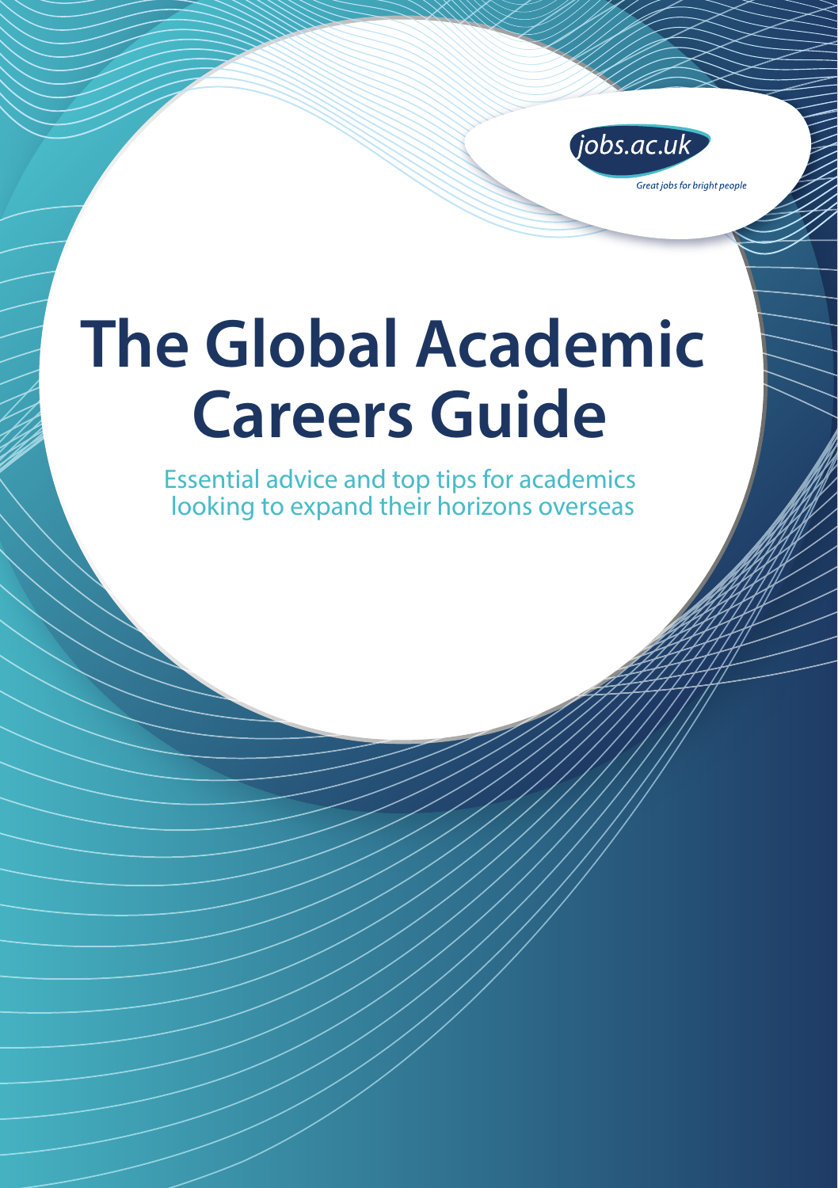jobs.ac.uk

*Great jobs for bright people*

# The Global Academic Careers Guide

Essential advice and top tips for academics looking to expand their horizons overseas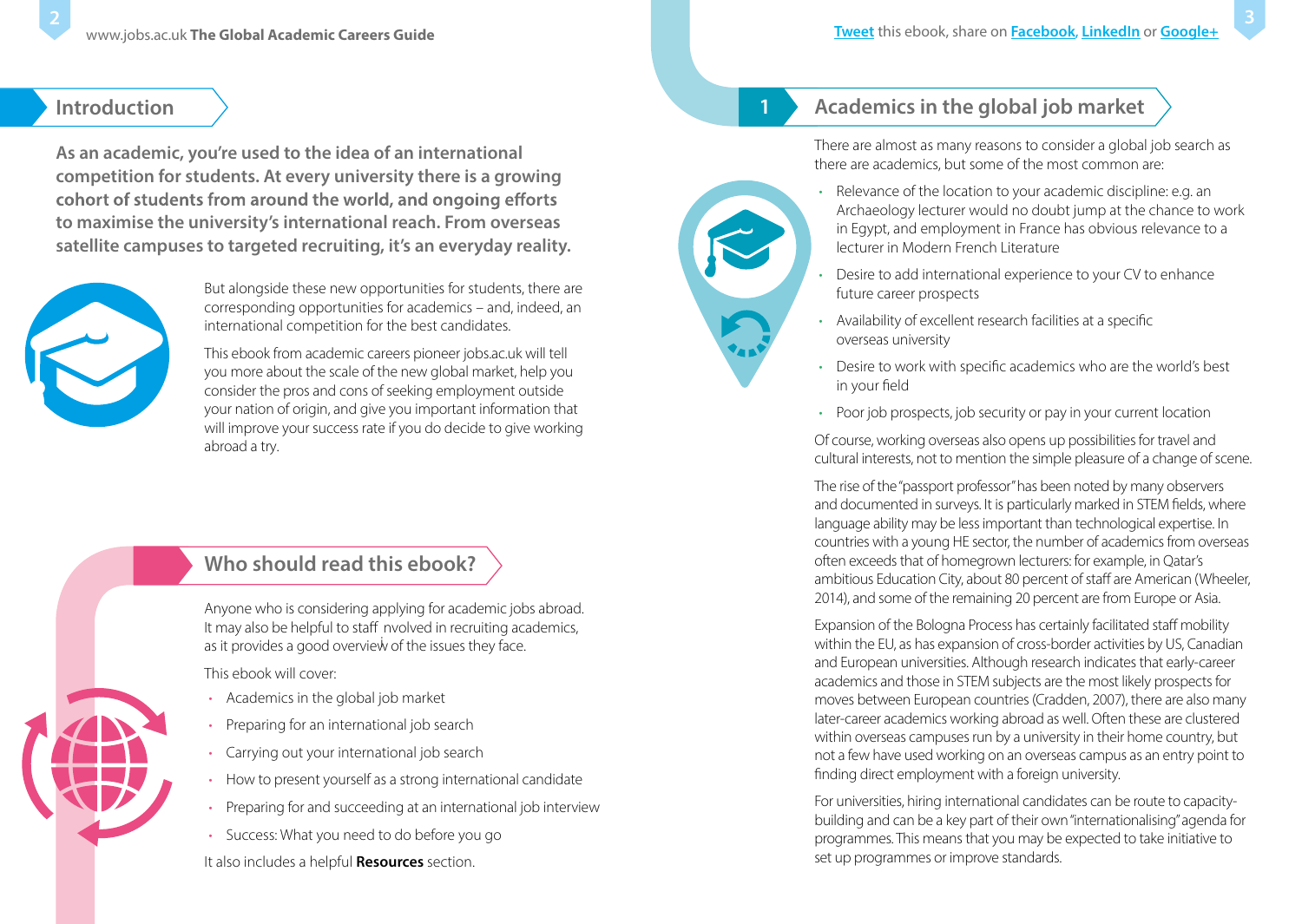## Introduction

**As an academic, you're used to the idea of an international competition for students. At every university there is a growing cohort of students from around the world, and ongoing efforts to maximise the university's international reach. From overseas satellite campuses to targeted recruiting, it's an everyday reality.**

But alongside these new opportunities for students, there are corresponding opportunities for academics – and, indeed, an international competition for the best candidates.

This ebook from academic careers pioneer jobs.ac.uk will tell you more about the scale of the new global market, help you consider the pros and cons of seeking employment outside your nation of origin, and give you important information that will improve your success rate if you do decide to give working abroad a try.

## Who should read this ebook?

Anyone who is considering applying for academic jobs abroad. It may also be helpful to staff involved in recruiting academics, as it provides a good overview of the issues they face.

This ebook will cover:

- Academics in the global job market
- Preparing for an international job search
- Carrying out your international job search
- How to present yourself as a strong international candidate
- Preparing for and succeeding at an international job interview
- Success: What you need to do before you go

It also includes a helpful **Resources** section.

## 1 Academics in the global job market

There are almost as many reasons to consider a global job search as there are academics, but some of the most common are:

- Relevance of the location to your academic discipline: e.g. an Archaeology lecturer would no doubt jump at the chance to work in Egypt, and employment in France has obvious relevance to a lecturer in Modern French Literature
- Desire to add international experience to your CV to enhance future career prospects
- Availability of excellent research facilities at a specific overseas university
- Desire to work with specific academics who are the world's best in your field
- Poor job prospects, job security or pay in your current location

Of course, working overseas also opens up possibilities for travel and cultural interests, not to mention the simple pleasure of a change of scene.

The rise of the "passport professor" has been noted by many observers and documented in surveys. It is particularly marked in STEM fields, where language ability may be less important than technological expertise. In countries with a young HE sector, the number of academics from overseas often exceeds that of homegrown lecturers: for example, in Qatar's ambitious Education City, about 80 percent of staff are American (Wheeler, 2014), and some of the remaining 20 percent are from Europe or Asia.

Expansion of the Bologna Process has certainly facilitated staff mobility within the EU, as has expansion of cross-border activities by US, Canadian and European universities. Although research indicates that early-career academics and those in STEM subjects are the most likely prospects for moves between European countries (Cradden, 2007), there are also many later-career academics working abroad as well. Often these are clustered within overseas campuses run by a university in their home country, but not a few have used working on an overseas campus as an entry point to finding direct employment with a foreign university.

For universities, hiring international candidates can be route to capacity-building and can be a key part of their own "internationalising" agenda for programmes. This means that you may be expected to take initiative to set up programmes or improve standards.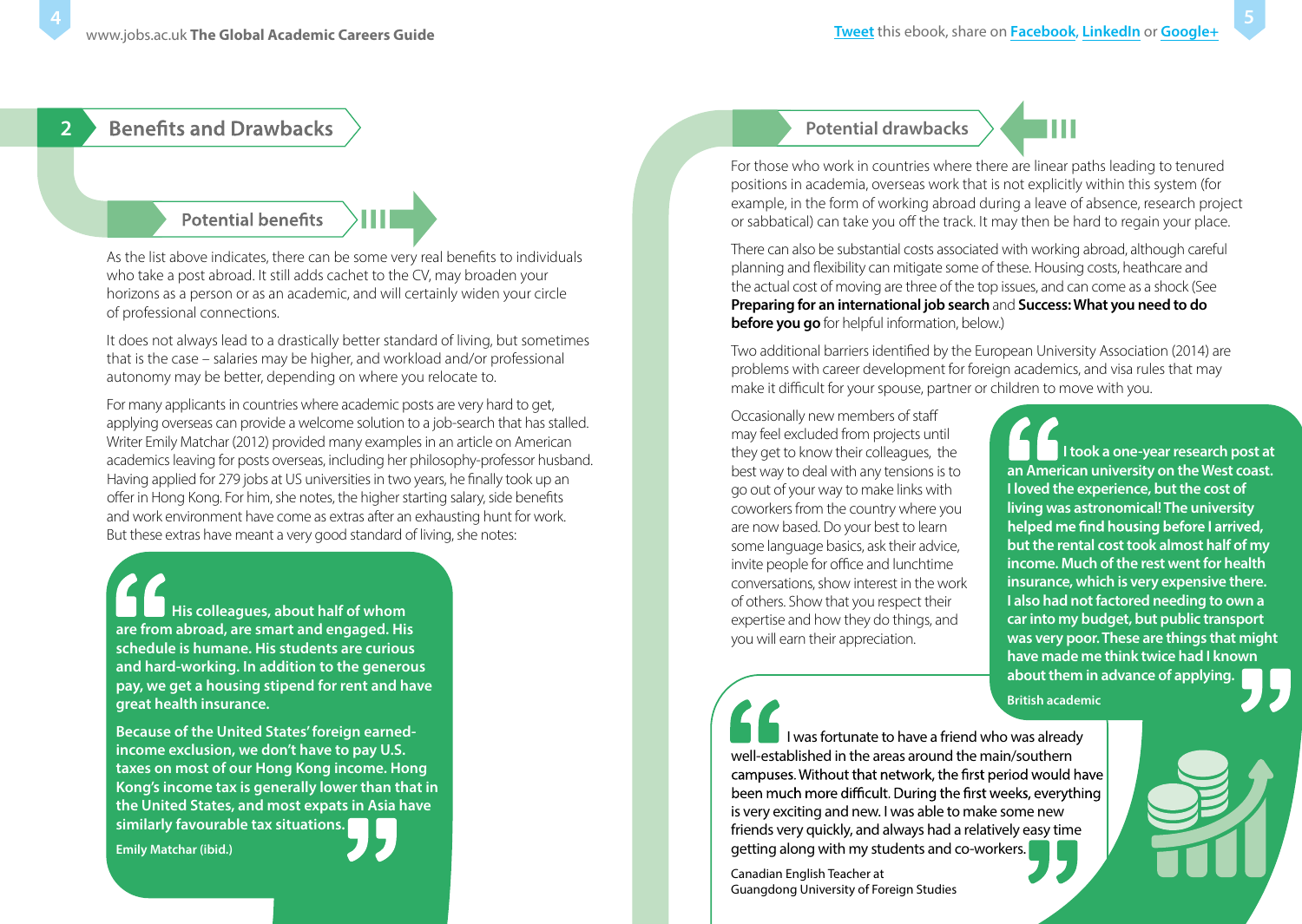## 2 Benefits and Drawbacks

### Potential benefits

As the list above indicates, there can be some very real benefits to individuals who take a post abroad. It still adds cachet to the CV, may broaden your horizons as a person or as an academic, and will certainly widen your circle of professional connections.

It does not always lead to a drastically better standard of living, but sometimes that is the case – salaries may be higher, and workload and/or professional autonomy may be better, depending on where you relocate to.

For many applicants in countries where academic posts are very hard to get, applying overseas can provide a welcome solution to a job-search that has stalled. Writer Emily Matchar (2012) provided many examples in an article on American academics leaving for posts overseas, including her philosophy-professor husband. Having applied for 279 jobs at US universities in two years, he finally took up an offer in Hong Kong. For him, she notes, the higher starting salary, side benefits and work environment have come as extras after an exhausting hunt for work. But these extras have meant a very good standard of living, she notes:

> **His colleagues, about half of whom are from abroad, are smart and engaged. His schedule is humane. His students are curious and hard-working. In addition to the generous pay, we get a housing stipend for rent and have great health insurance.**
>
> **Because of the United States' foreign earned-income exclusion, we don't have to pay U.S. taxes on most of our Hong Kong income. Hong Kong's income tax is generally lower than that in the United States, and most expats in Asia have similarly favourable tax situations.**
>
> **Emily Matchar (ibid.)**

### Potential drawbacks

For those who work in countries where there are linear paths leading to tenured positions in academia, overseas work that is not explicitly within this system (for example, in the form of working abroad during a leave of absence, research project or sabbatical) can take you off the track. It may then be hard to regain your place.

There can also be substantial costs associated with working abroad, although careful planning and flexibility can mitigate some of these. Housing costs, heathcare and the actual cost of moving are three of the top issues, and can come as a shock (See **Preparing for an international job search** and **Success: What you need to do before you go** for helpful information, below.)

Two additional barriers identified by the European University Association (2014) are problems with career development for foreign academics, and visa rules that may make it difficult for your spouse, partner or children to move with you.

Occasionally new members of staff may feel excluded from projects until they get to know their colleagues, the best way to deal with any tensions is to go out of your way to make links with coworkers from the country where you are now based. Do your best to learn some language basics, ask their advice, invite people for office and lunchtime conversations, show interest in the work of others. Show that you respect their expertise and how they do things, and you will earn their appreciation.

> **I took a one-year research post at an American university on the West coast. I loved the experience, but the cost of living was astronomical! The university helped me find housing before I arrived, but the rental cost took almost half of my income. Much of the rest went for health insurance, which is very expensive there. I also had not factored needing to own a car into my budget, but public transport was very poor. These are things that might have made me think twice had I known about them in advance of applying.**
>
> **British academic**

> I was fortunate to have a friend who was already well-established in the areas around the main/southern campuses. Without that network, the first period would have been much more difficult. During the first weeks, everything is very exciting and new. I was able to make some new friends very quickly, and always had a relatively easy time getting along with my students and co-workers.
>
> Canadian English Teacher at Guangdong University of Foreign Studies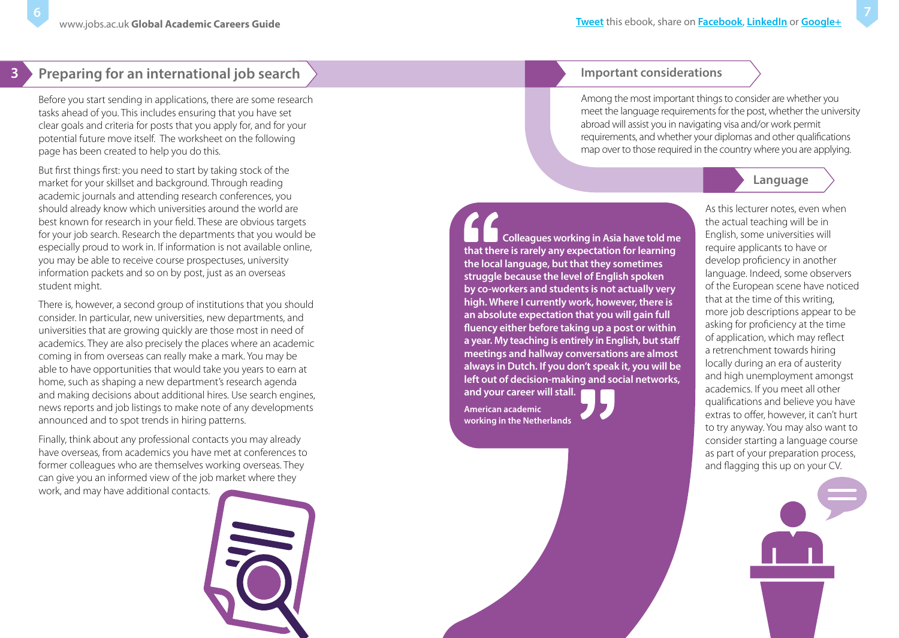## 3 Preparing for an international job search

Before you start sending in applications, there are some research tasks ahead of you. This includes ensuring that you have set clear goals and criteria for posts that you apply for, and for your potential future move itself. The worksheet on the following page has been created to help you do this.

But first things first: you need to start by taking stock of the market for your skillset and background. Through reading academic journals and attending research conferences, you should already know which universities around the world are best known for research in your field. These are obvious targets for your job search. Research the departments that you would be especially proud to work in. If information is not available online, you may be able to receive course prospectuses, university information packets and so on by post, just as an overseas student might.

There is, however, a second group of institutions that you should consider. In particular, new universities, new departments, and universities that are growing quickly are those most in need of academics. They are also precisely the places where an academic coming in from overseas can really make a mark. You may be able to have opportunities that would take you years to earn at home, such as shaping a new department's research agenda and making decisions about additional hires. Use search engines, news reports and job listings to make note of any developments announced and to spot trends in hiring patterns.

Finally, think about any professional contacts you may already have overseas, from academics you have met at conferences to former colleagues who are themselves working overseas. They can give you an informed view of the job market where they work, and may have additional contacts.

### Important considerations

Among the most important things to consider are whether you meet the language requirements for the post, whether the university abroad will assist you in navigating visa and/or work permit requirements, and whether your diplomas and other qualifications map over to those required in the country where you are applying.

> **"Colleagues working in Asia have told me that there is rarely any expectation for learning the local language, but that they sometimes struggle because the level of English spoken by co-workers and students is not actually very high. Where I currently work, however, there is an absolute expectation that you will gain full fluency either before taking up a post or within a year. My teaching is entirely in English, but staff meetings and hallway conversations are almost always in Dutch. If you don't speak it, you will be left out of decision-making and social networks, and your career will stall."**
>
> **American academic working in the Netherlands**

#### Language

As this lecturer notes, even when the actual teaching will be in English, some universities will require applicants to have or develop proficiency in another language. Indeed, some observers of the European scene have noticed that at the time of this writing, more job descriptions appear to be asking for proficiency at the time of application, which may reflect a retrenchment towards hiring locally during an era of austerity and high unemployment amongst academics. If you meet all other qualifications and believe you have extras to offer, however, it can't hurt to try anyway. You may also want to consider starting a language course as part of your preparation process, and flagging this up on your CV.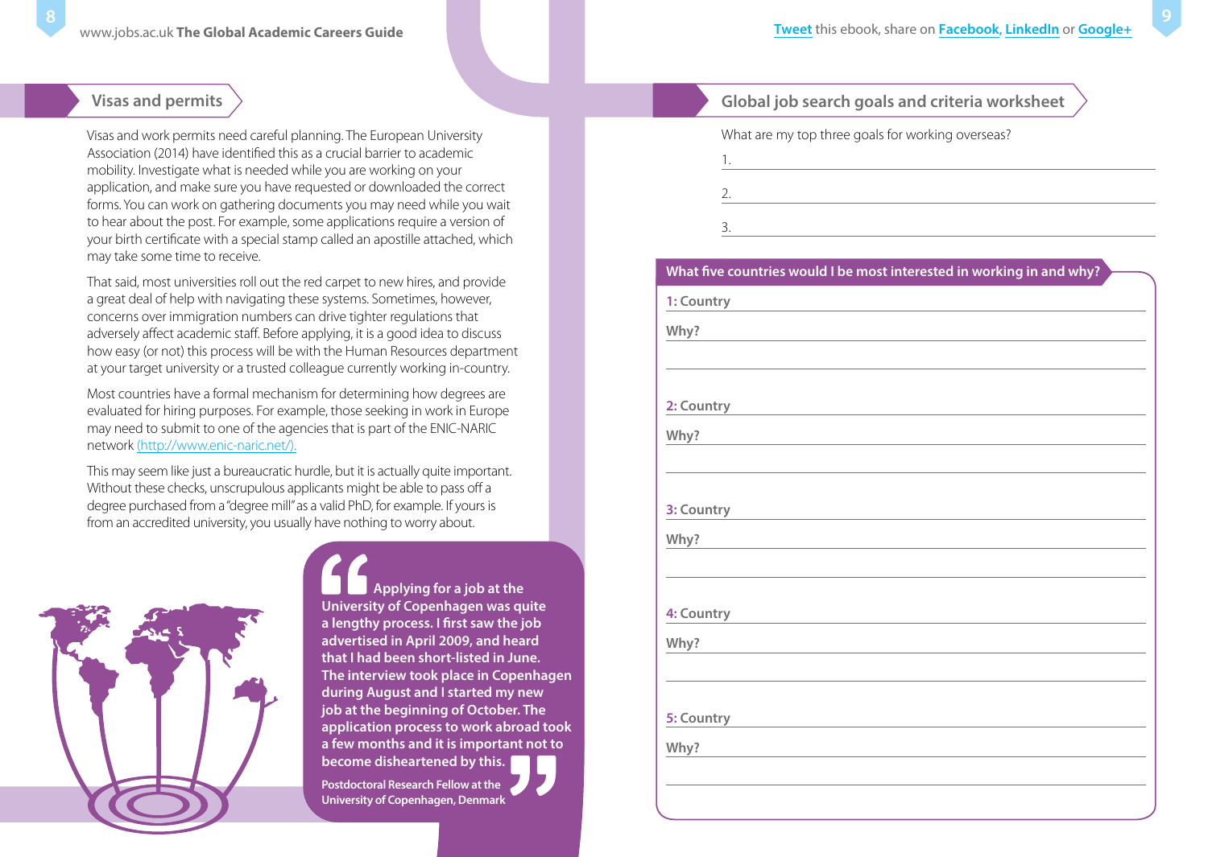## Visas and permits

Visas and work permits need careful planning. The European University Association (2014) have identified this as a crucial barrier to academic mobility. Investigate what is needed while you are working on your application, and make sure you have requested or downloaded the correct forms. You can work on gathering documents you may need while you wait to hear about the post. For example, some applications require a version of your birth certificate with a special stamp called an apostille attached, which may take some time to receive.

That said, most universities roll out the red carpet to new hires, and provide a great deal of help with navigating these systems. Sometimes, however, concerns over immigration numbers can drive tighter regulations that adversely affect academic staff. Before applying, it is a good idea to discuss how easy (or not) this process will be with the Human Resources department at your target university or a trusted colleague currently working in-country.

Most countries have a formal mechanism for determining how degrees are evaluated for hiring purposes. For example, those seeking in work in Europe may need to submit to one of the agencies that is part of the ENIC-NARIC network (http://www.enic-naric.net/).

This may seem like just a bureaucratic hurdle, but it is actually quite important. Without these checks, unscrupulous applicants might be able to pass off a degree purchased from a "degree mill" as a valid PhD, for example. If yours is from an accredited university, you usually have nothing to worry about.

> **"Applying for a job at the University of Copenhagen was quite a lengthy process. I first saw the job advertised in April 2009, and heard that I had been short-listed in June. The interview took place in Copenhagen during August and I started my new job at the beginning of October. The application process to work abroad took a few months and it is important not to become disheartened by this."**
>
> **Postdoctoral Research Fellow at the University of Copenhagen, Denmark**

## Global job search goals and criteria worksheet

What are my top three goals for working overseas?

1. 
2. 
3. 

**What five countries would I be most interested in working in and why?**

**1: Country**

**Why?**

**2: Country**

**Why?**

**3: Country**

**Why?**

**4: Country**

**Why?**

**5: Country**

**Why?**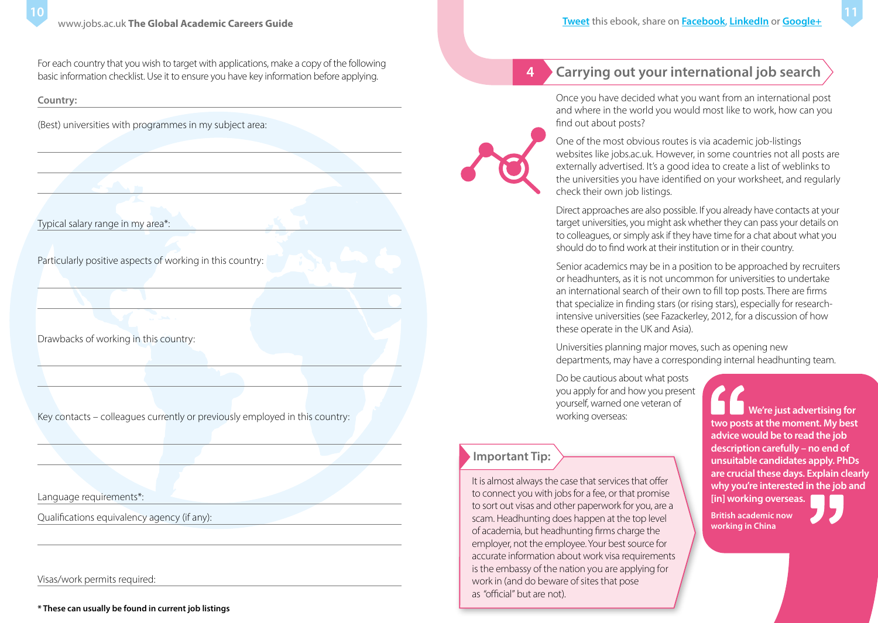For each country that you wish to target with applications, make a copy of the following basic information checklist. Use it to ensure you have key information before applying.

**Country:**

(Best) universities with programmes in my subject area:

Typical salary range in my area*:

Particularly positive aspects of working in this country:

Drawbacks of working in this country:

Key contacts – colleagues currently or previously employed in this country:

Language requirements*:

Qualifications equivalency agency (if any):

Visas/work permits required:

**\* These can usually be found in current job listings**

## 4 Carrying out your international job search

Once you have decided what you want from an international post and where in the world you would most like to work, how can you find out about posts?

One of the most obvious routes is via academic job-listings websites like jobs.ac.uk. However, in some countries not all posts are externally advertised. It's a good idea to create a list of weblinks to the universities you have identified on your worksheet, and regularly check their own job listings.

Direct approaches are also possible. If you already have contacts at your target universities, you might ask whether they can pass your details on to colleagues, or simply ask if they have time for a chat about what you should do to find work at their institution or in their country.

Senior academics may be in a position to be approached by recruiters or headhunters, as it is not uncommon for universities to undertake an international search of their own to fill top posts. There are firms that specialize in finding stars (or rising stars), especially for research-intensive universities (see Fazackerley, 2012, for a discussion of how these operate in the UK and Asia).

Universities planning major moves, such as opening new departments, may have a corresponding internal headhunting team.

Do be cautious about what posts you apply for and how you present yourself, warned one veteran of working overseas:

> **We're just advertising for two posts at the moment. My best advice would be to read the job description carefully – no end of unsuitable candidates apply. PhDs are crucial these days. Explain clearly why you're interested in the job and [in] working overseas.**
>
> **British academic now working in China**

### Important Tip:

It is almost always the case that services that offer to connect you with jobs for a fee, or that promise to sort out visas and other paperwork for you, are a scam. Headhunting does happen at the top level of academia, but headhunting firms charge the employer, not the employee. Your best source for accurate information about work visa requirements is the embassy of the nation you are applying for work in (and do beware of sites that pose as "official" but are not).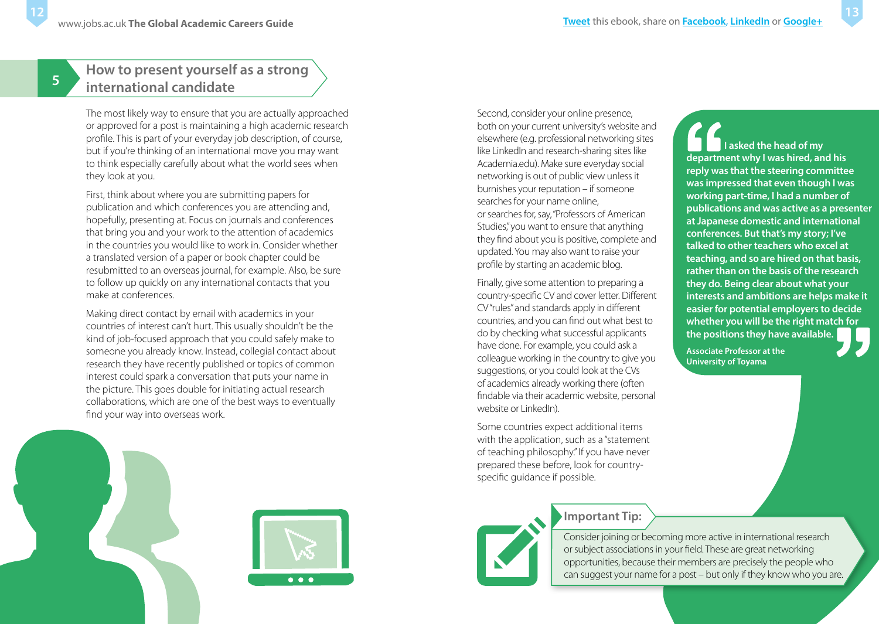## 5 How to present yourself as a strong international candidate

The most likely way to ensure that you are actually approached or approved for a post is maintaining a high academic research profile. This is part of your everyday job description, of course, but if you're thinking of an international move you may want to think especially carefully about what the world sees when they look at you.

First, think about where you are submitting papers for publication and which conferences you are attending and, hopefully, presenting at. Focus on journals and conferences that bring you and your work to the attention of academics in the countries you would like to work in. Consider whether a translated version of a paper or book chapter could be resubmitted to an overseas journal, for example. Also, be sure to follow up quickly on any international contacts that you make at conferences.

Making direct contact by email with academics in your countries of interest can't hurt. This usually shouldn't be the kind of job-focused approach that you could safely make to someone you already know. Instead, collegial contact about research they have recently published or topics of common interest could spark a conversation that puts your name in the picture. This goes double for initiating actual research collaborations, which are one of the best ways to eventually find your way into overseas work.

Second, consider your online presence, both on your current university's website and elsewhere (e.g. professional networking sites like LinkedIn and research-sharing sites like Academia.edu). Make sure everyday social networking is out of public view unless it burnishes your reputation – if someone searches for your name online, or searches for, say, "Professors of American Studies," you want to ensure that anything they find about you is positive, complete and updated. You may also want to raise your profile by starting an academic blog.

Finally, give some attention to preparing a country-specific CV and cover letter. Different CV "rules" and standards apply in different countries, and you can find out what best to do by checking what successful applicants have done. For example, you could ask a colleague working in the country to give you suggestions, or you could look at the CVs of academics already working there (often findable via their academic website, personal website or LinkedIn).

Some countries expect additional items with the application, such as a "statement of teaching philosophy." If you have never prepared these before, look for country-specific guidance if possible.

> **"I asked the head of my department why I was hired, and his reply was that the steering committee was impressed that even though I was working part-time, I had a number of publications and was active as a presenter at Japanese domestic and international conferences. But that's my story; I've talked to other teachers who excel at teaching, and so are hired on that basis, rather than on the basis of the research they do. Being clear about what your interests and ambitions are helps make it easier for potential employers to decide whether you will be the right match for the positions they have available."**
>
> **Associate Professor at the University of Toyama**

**Important Tip:**

Consider joining or becoming more active in international research or subject associations in your field. These are great networking opportunities, because their members are precisely the people who can suggest your name for a post – but only if they know who you are.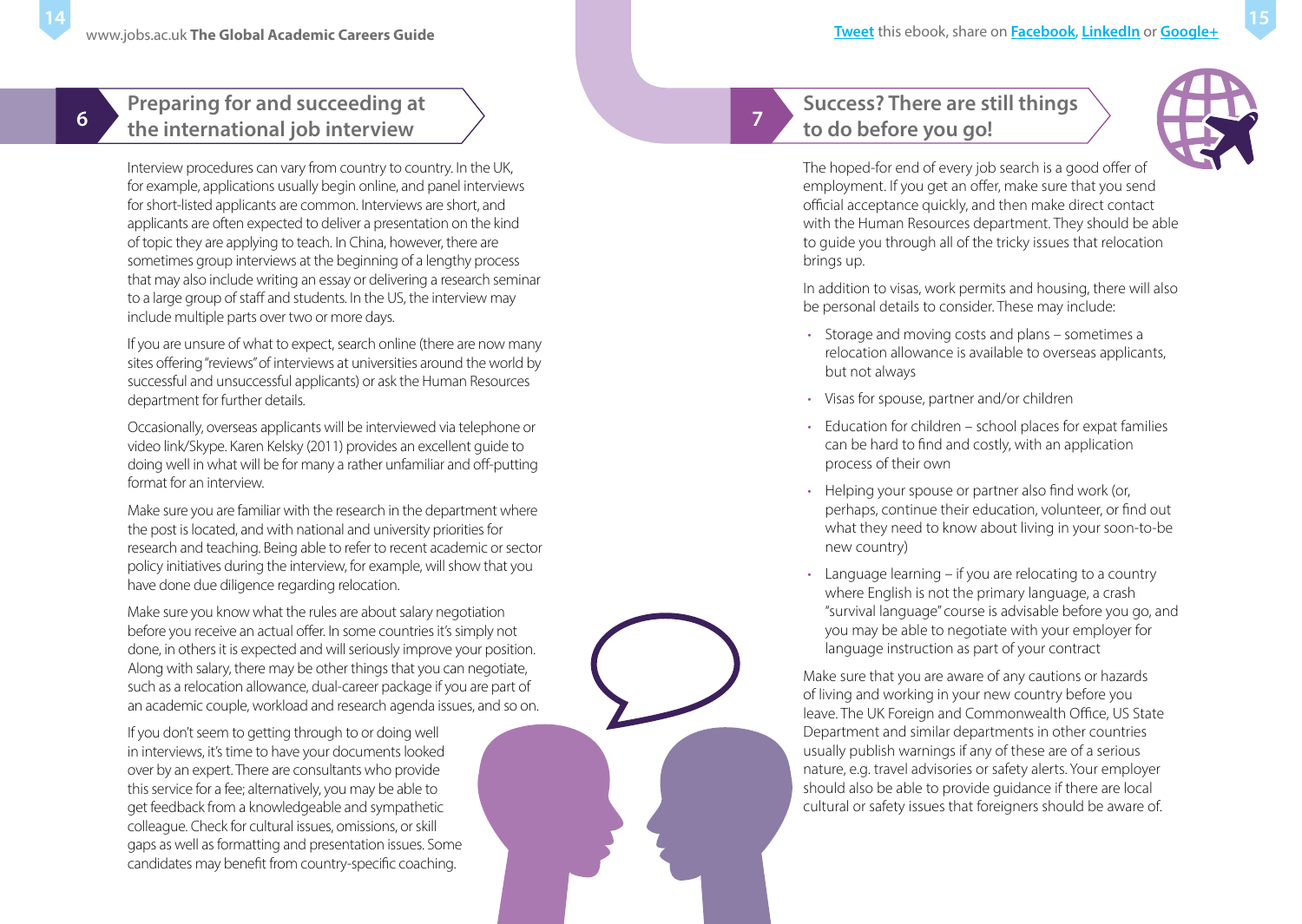## 6 Preparing for and succeeding at the international job interview

Interview procedures can vary from country to country. In the UK, for example, applications usually begin online, and panel interviews for short-listed applicants are common. Interviews are short, and applicants are often expected to deliver a presentation on the kind of topic they are applying to teach. In China, however, there are sometimes group interviews at the beginning of a lengthy process that may also include writing an essay or delivering a research seminar to a large group of staff and students. In the US, the interview may include multiple parts over two or more days.

If you are unsure of what to expect, search online (there are now many sites offering "reviews" of interviews at universities around the world by successful and unsuccessful applicants) or ask the Human Resources department for further details.

Occasionally, overseas applicants will be interviewed via telephone or video link/Skype. Karen Kelsky (2011) provides an excellent guide to doing well in what will be for many a rather unfamiliar and off-putting format for an interview.

Make sure you are familiar with the research in the department where the post is located, and with national and university priorities for research and teaching. Being able to refer to recent academic or sector policy initiatives during the interview, for example, will show that you have done due diligence regarding relocation.

Make sure you know what the rules are about salary negotiation before you receive an actual offer. In some countries it's simply not done, in others it is expected and will seriously improve your position. Along with salary, there may be other things that you can negotiate, such as a relocation allowance, dual-career package if you are part of an academic couple, workload and research agenda issues, and so on.

If you don't seem to getting through to or doing well in interviews, it's time to have your documents looked over by an expert. There are consultants who provide this service for a fee; alternatively, you may be able to get feedback from a knowledgeable and sympathetic colleague. Check for cultural issues, omissions, or skill gaps as well as formatting and presentation issues. Some candidates may benefit from country-specific coaching.

## 7 Success? There are still things to do before you go!

The hoped-for end of every job search is a good offer of employment. If you get an offer, make sure that you send official acceptance quickly, and then make direct contact with the Human Resources department. They should be able to guide you through all of the tricky issues that relocation brings up.

In addition to visas, work permits and housing, there will also be personal details to consider. These may include:

- Storage and moving costs and plans – sometimes a relocation allowance is available to overseas applicants, but not always
- Visas for spouse, partner and/or children
- Education for children – school places for expat families can be hard to find and costly, with an application process of their own
- Helping your spouse or partner also find work (or, perhaps, continue their education, volunteer, or find out what they need to know about living in your soon-to-be new country)
- Language learning – if you are relocating to a country where English is not the primary language, a crash "survival language" course is advisable before you go, and you may be able to negotiate with your employer for language instruction as part of your contract

Make sure that you are aware of any cautions or hazards of living and working in your new country before you leave. The UK Foreign and Commonwealth Office, US State Department and similar departments in other countries usually publish warnings if any of these are of a serious nature, e.g. travel advisories or safety alerts. Your employer should also be able to provide guidance if there are local cultural or safety issues that foreigners should be aware of.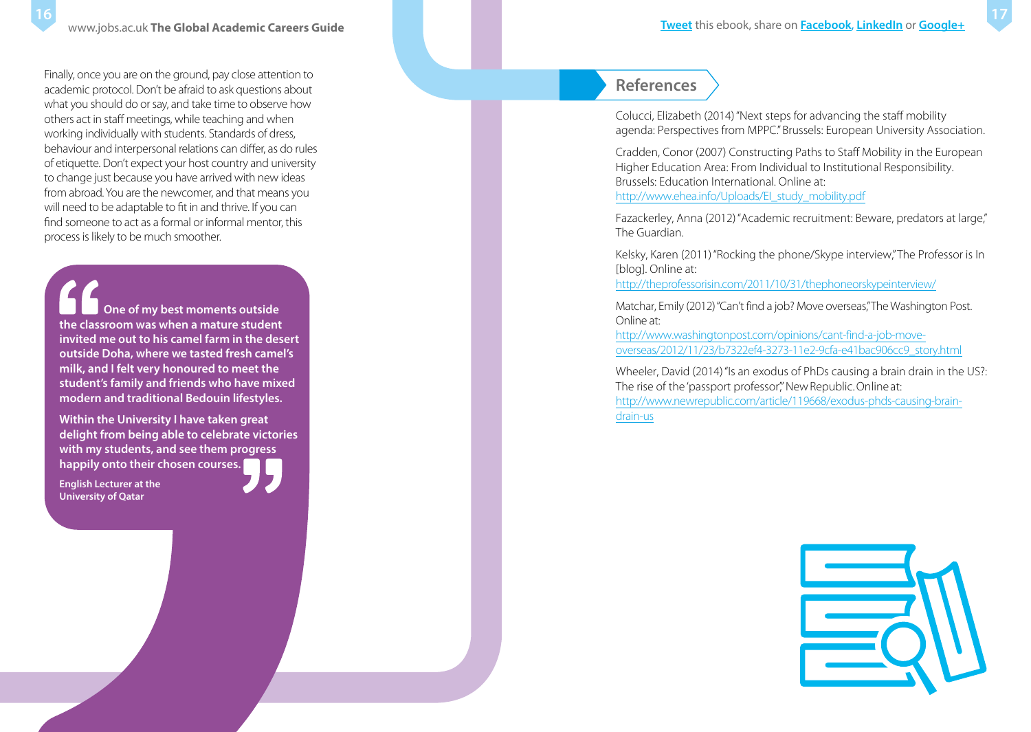Finally, once you are on the ground, pay close attention to academic protocol. Don't be afraid to ask questions about what you should do or say, and take time to observe how others act in staff meetings, while teaching and when working individually with students. Standards of dress, behaviour and interpersonal relations can differ, as do rules of etiquette. Don't expect your host country and university to change just because you have arrived with new ideas from abroad. You are the newcomer, and that means you will need to be adaptable to fit in and thrive. If you can find someone to act as a formal or informal mentor, this process is likely to be much smoother.

> **One of my best moments outside the classroom was when a mature student invited me out to his camel farm in the desert outside Doha, where we tasted fresh camel's milk, and I felt very honoured to meet the student's family and friends who have mixed modern and traditional Bedouin lifestyles.**
>
> **Within the University I have taken great delight from being able to celebrate victories with my students, and see them progress happily onto their chosen courses.**
>
> **English Lecturer at the University of Qatar**

## References

Colucci, Elizabeth (2014) "Next steps for advancing the staff mobility agenda: Perspectives from MPPC." Brussels: European University Association.

Cradden, Conor (2007) Constructing Paths to Staff Mobility in the European Higher Education Area: From Individual to Institutional Responsibility. Brussels: Education International. Online at: http://www.ehea.info/Uploads/EI_study_mobility.pdf

Fazackerley, Anna (2012) "Academic recruitment: Beware, predators at large," The Guardian.

Kelsky, Karen (2011) "Rocking the phone/Skype interview," The Professor is In [blog]. Online at: http://theprofessorisin.com/2011/10/31/thephoneorskypeinterview/

Matchar, Emily (2012) "Can't find a job? Move overseas," The Washington Post. Online at: http://www.washingtonpost.com/opinions/cant-find-a-job-move-overseas/2012/11/23/b7322ef4-3273-11e2-9cfa-e41bac906cc9_story.html

Wheeler, David (2014) "Is an exodus of PhDs causing a brain drain in the US?: The rise of the 'passport professor'," New Republic. Online at: http://www.newrepublic.com/article/119668/exodus-phds-causing-brain-drain-us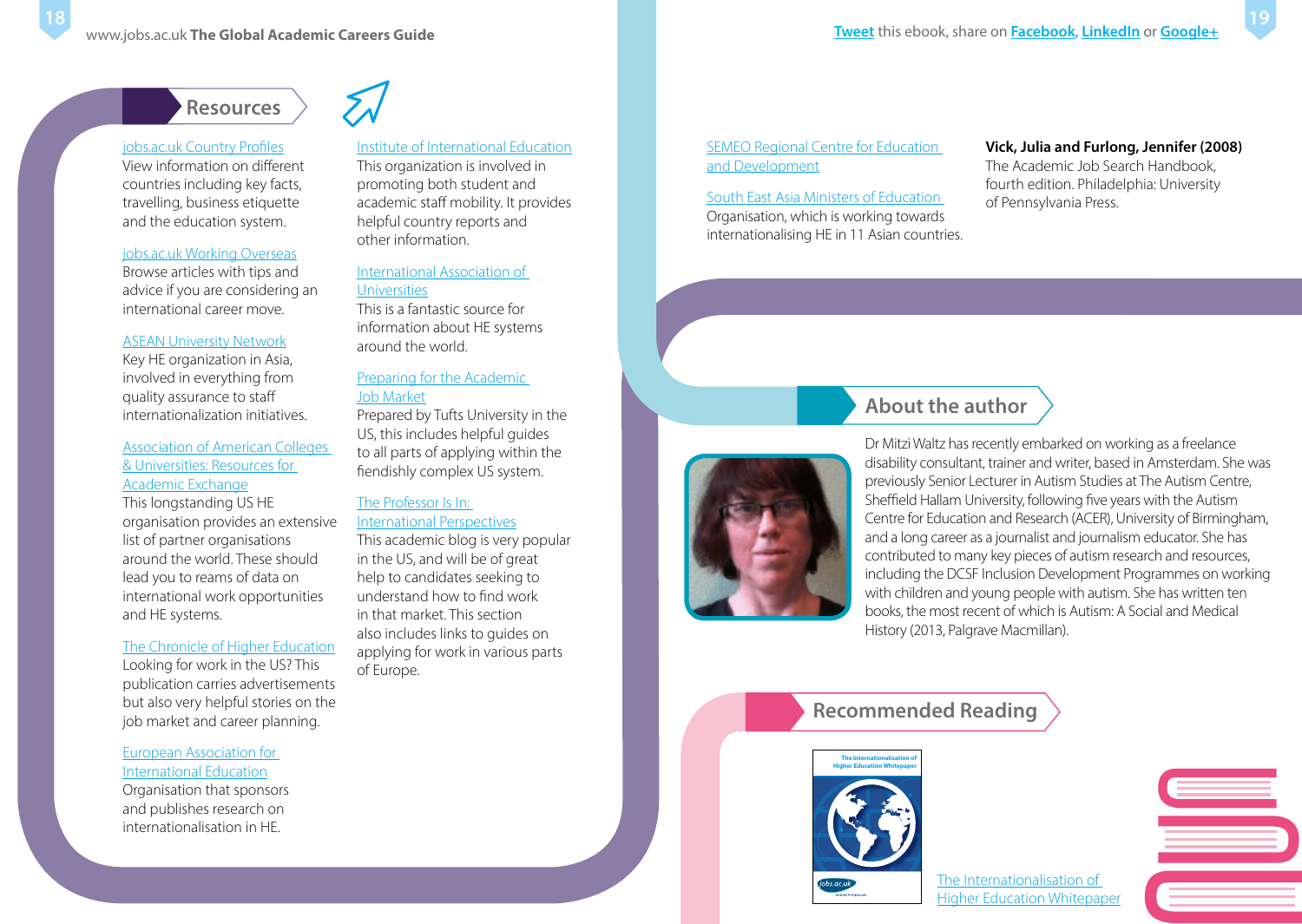## Resources

jobs.ac.uk Country Profiles
View information on different countries including key facts, travelling, business etiquette and the education system.

jobs.ac.uk Working Overseas
Browse articles with tips and advice if you are considering an international career move.

ASEAN University Network
Key HE organization in Asia, involved in everything from quality assurance to staff internationalization initiatives.

Association of American Colleges & Universities: Resources for Academic Exchange
This longstanding US HE organisation provides an extensive list of partner organisations around the world. These should lead you to reams of data on international work opportunities and HE systems.

The Chronicle of Higher Education
Looking for work in the US? This publication carries advertisements but also very helpful stories on the job market and career planning.

European Association for International Education
Organisation that sponsors and publishes research on internationalisation in HE.

Institute of International Education
This organization is involved in promoting both student and academic staff mobility. It provides helpful country reports and other information.

International Association of Universities
This is a fantastic source for information about HE systems around the world.

Preparing for the Academic Job Market
Prepared by Tufts University in the US, this includes helpful guides to all parts of applying within the fiendishly complex US system.

The Professor Is In: International Perspectives
This academic blog is very popular in the US, and will be of great help to candidates seeking to understand how to find work in that market. This section also includes links to guides on applying for work in various parts of Europe.

SEMEO Regional Centre for Education and Development

South East Asia Ministers of Education
Organisation, which is working towards internationalising HE in 11 Asian countries.

**Vick, Julia and Furlong, Jennifer (2008)**
The Academic Job Search Handbook, fourth edition. Philadelphia: University of Pennsylvania Press.

## About the author

Dr Mitzi Waltz has recently embarked on working as a freelance disability consultant, trainer and writer, based in Amsterdam. She was previously Senior Lecturer in Autism Studies at The Autism Centre, Sheffield Hallam University, following five years with the Autism Centre for Education and Research (ACER), University of Birmingham, and a long career as a journalist and journalism educator. She has contributed to many key pieces of autism research and resources, including the DCSF Inclusion Development Programmes on working with children and young people with autism. She has written ten books, the most recent of which is Autism: A Social and Medical History (2013, Palgrave Macmillan).

## Recommended Reading

The Internationalisation of Higher Education Whitepaper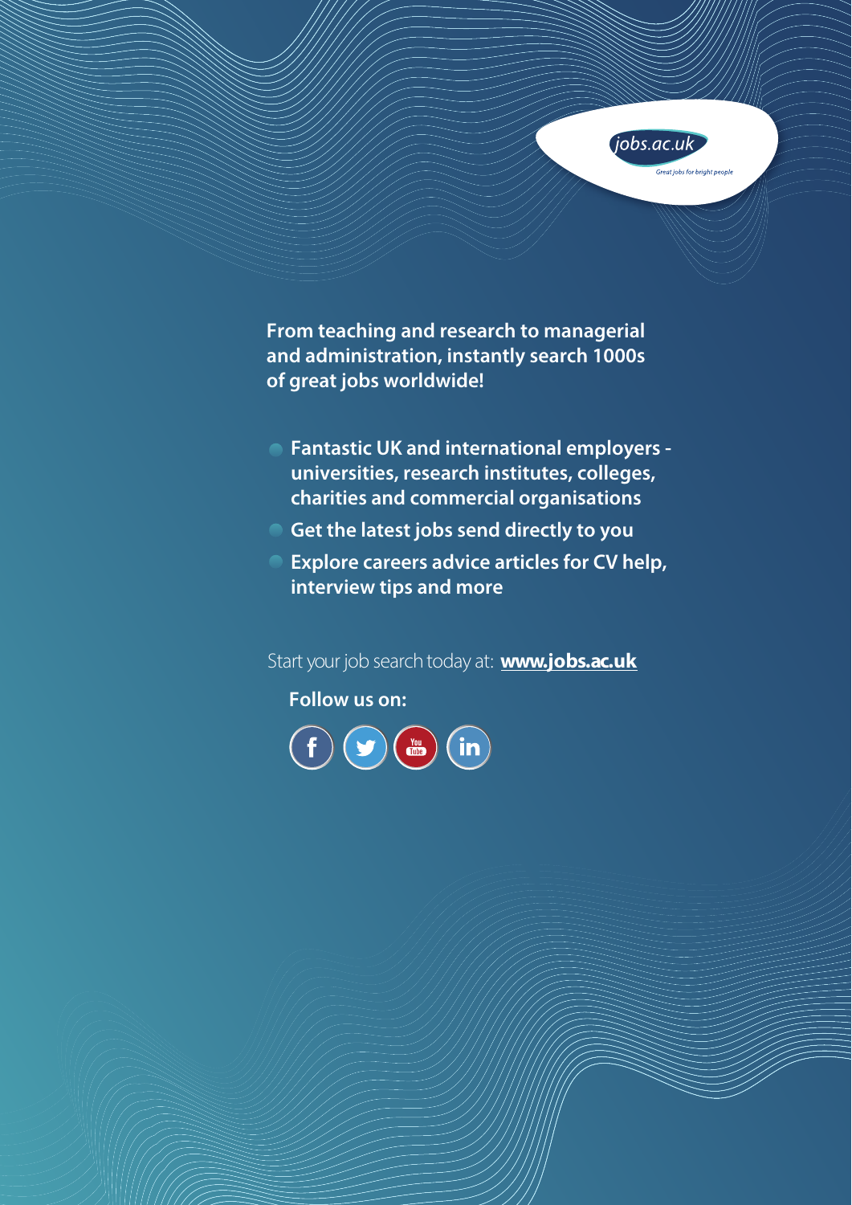jobs.ac.uk

*Great jobs for bright people*

**From teaching and research to managerial and administration, instantly search 1000s of great jobs worldwide!**

- **Fantastic UK and international employers - universities, research institutes, colleges, charities and commercial organisations**
- **Get the latest jobs send directly to you**
- **Explore careers advice articles for CV help, interview tips and more**

Start your job search today at: **www.jobs.ac.uk**

**Follow us on:**